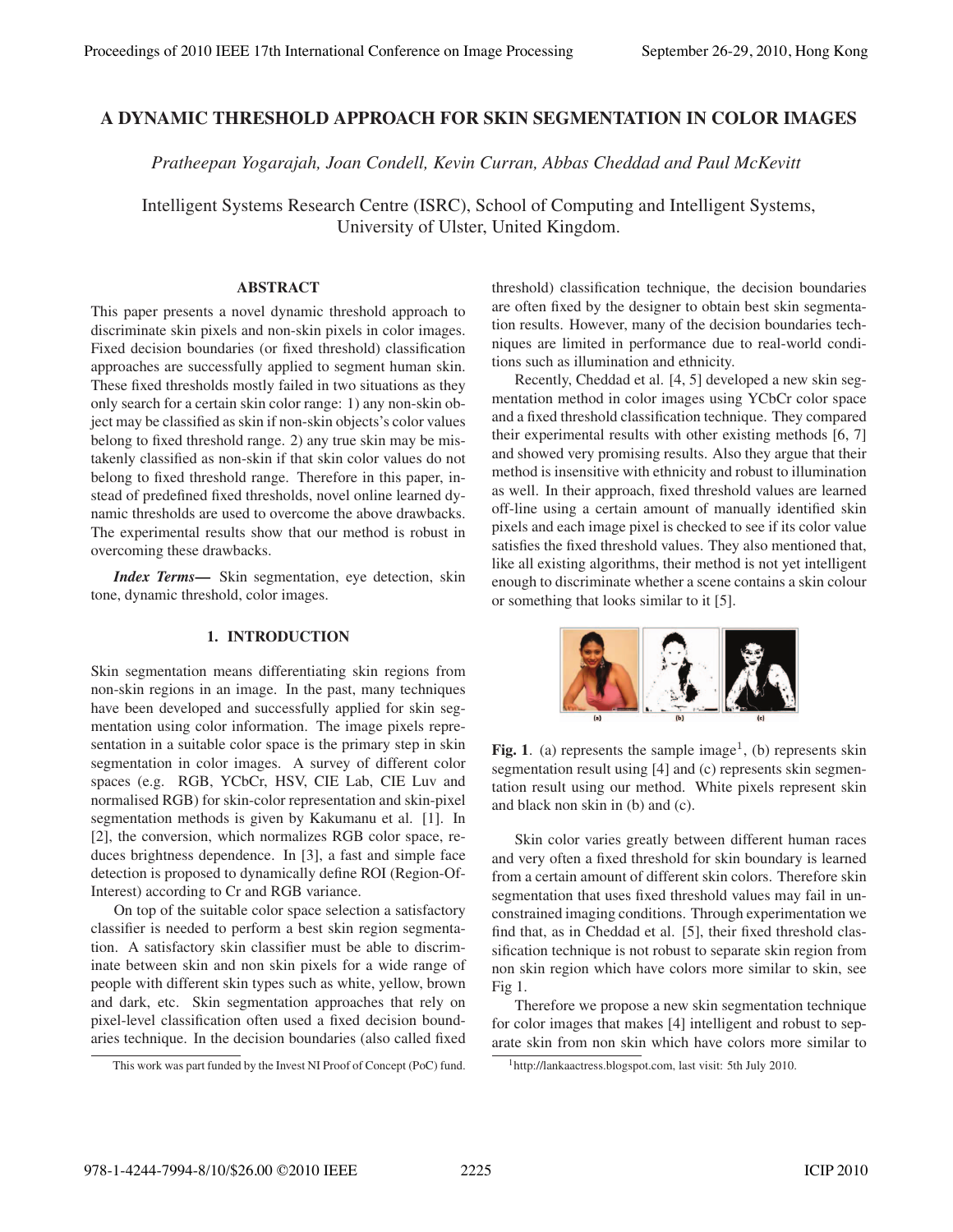# A DYNAMIC THRESHOLD APPROACH FOR SKIN SEGMENTATION IN COLOR IMAGES

*Pratheepan Yogarajah, Joan Condell, Kevin Curran, Abbas Cheddad and Paul McKevitt*

Intelligent Systems Research Centre (ISRC), School of Computing and Intelligent Systems, University of Ulster, United Kingdom.

## ABSTRACT

This paper presents a novel dynamic threshold approach to discriminate skin pixels and non-skin pixels in color images. Fixed decision boundaries (or fixed threshold) classification approaches are successfully applied to segment human skin. These fixed thresholds mostly failed in two situations as they only search for a certain skin color range: 1) any non-skin object may be classified as skin if non-skin objects's color values belong to fixed threshold range. 2) any true skin may be mistakenly classified as non-skin if that skin color values do not belong to fixed threshold range. Therefore in this paper, instead of predefined fixed thresholds, novel online learned dynamic thresholds are used to overcome the above drawbacks. The experimental results show that our method is robust in overcoming these drawbacks.

***Index Terms—*** Skin segmentation, eye detection, skin tone, dynamic threshold, color images.

## 1. INTRODUCTION

Skin segmentation means differentiating skin regions from non-skin regions in an image. In the past, many techniques have been developed and successfully applied for skin segmentation using color information. The image pixels representation in a suitable color space is the primary step in skin segmentation in color images. A survey of different color spaces (e.g. RGB, YCbCr, HSV, CIE Lab, CIE Luv and normalised RGB) for skin-color representation and skin-pixel segmentation methods is given by Kakumanu et al. [1]. In [2], the conversion, which normalizes RGB color space, reduces brightness dependence. In [3], a fast and simple face detection is proposed to dynamically define ROI (Region-Of-Interest) according to Cr and RGB variance.

On top of the suitable color space selection a satisfactory classifier is needed to perform a best skin region segmentation. A satisfactory skin classifier must be able to discriminate between skin and non skin pixels for a wide range of people with different skin types such as white, yellow, brown and dark, etc. Skin segmentation approaches that rely on pixel-level classification often used a fixed decision boundaries technique. In the decision boundaries (also called fixed threshold) classification technique, the decision boundaries are often fixed by the designer to obtain best skin segmentation results. However, many of the decision boundaries techniques are limited in performance due to real-world conditions such as illumination and ethnicity.

Recently, Cheddad et al. [4, 5] developed a new skin segmentation method in color images using YCbCr color space and a fixed threshold classification technique. They compared their experimental results with other existing methods [6, 7] and showed very promising results. Also they argue that their method is insensitive with ethnicity and robust to illumination as well. In their approach, fixed threshold values are learned off-line using a certain amount of manually identified skin pixels and each image pixel is checked to see if its color value satisfies the fixed threshold values. They also mentioned that, like all existing algorithms, their method is not yet intelligent enough to discriminate whether a scene contains a skin colour or something that looks similar to it [5].

**Fig. 1**. (a) represents the sample image[1], (b) represents skin segmentation result using [4] and (c) represents skin segmentation result using our method. White pixels represent skin and black non skin in (b) and (c).

Skin color varies greatly between different human races and very often a fixed threshold for skin boundary is learned from a certain amount of different skin colors. Therefore skin segmentation that uses fixed threshold values may fail in unconstrained imaging conditions. Through experimentation we find that, as in Cheddad et al. [5], their fixed threshold classification technique is not robust to separate skin region from non skin region which have colors more similar to skin, see Fig 1.

Therefore we propose a new skin segmentation technique for color images that makes [4] intelligent and robust to separate skin from non skin which have colors more similar to

---

This work was part funded by the Invest NI Proof of Concept (PoC) fund.

[1] http://lankaactress.blogspot.com, last visit: 5th July 2010.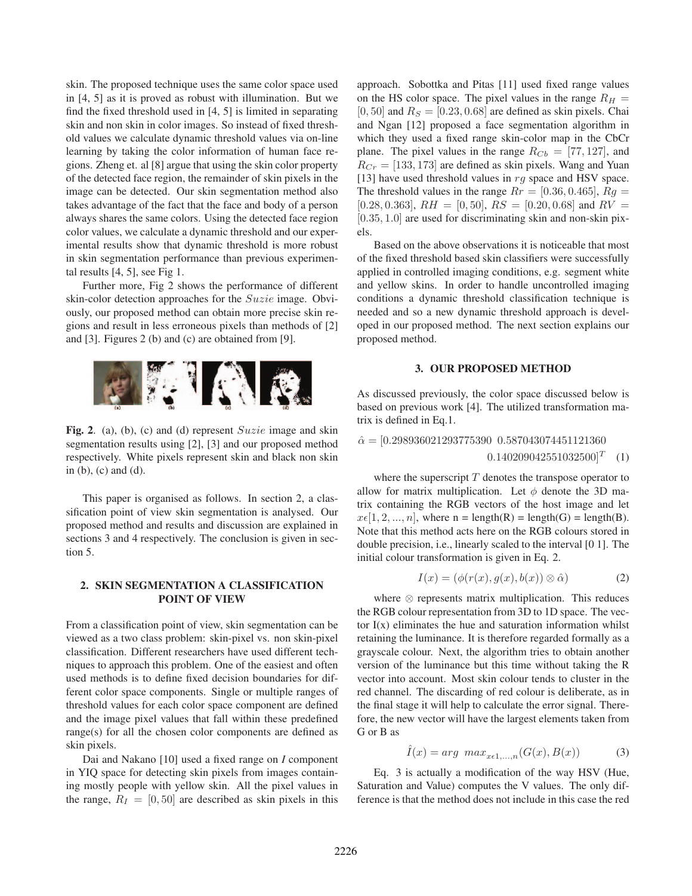skin. The proposed technique uses the same color space used in [4, 5] as it is proved as robust with illumination. But we find the fixed threshold used in [4, 5] is limited in separating skin and non skin in color images. So instead of fixed threshold values we calculate dynamic threshold values via on-line learning by taking the color information of human face regions. Zheng et. al [8] argue that using the skin color property of the detected face region, the remainder of skin pixels in the image can be detected. Our skin segmentation method also takes advantage of the fact that the face and body of a person always shares the same colors. Using the detected face region color values, we calculate a dynamic threshold and our experimental results show that dynamic threshold is more robust in skin segmentation performance than previous experimental results [4, 5], see Fig 1.

Further more, Fig 2 shows the performance of different skin-color detection approaches for the $Suzie$ image. Obviously, our proposed method can obtain more precise skin regions and result in less erroneous pixels than methods of [2] and [3]. Figures 2 (b) and (c) are obtained from [9].

**Fig. 2**. (a), (b), (c) and (d) represent $Suzie$ image and skin segmentation results using [2], [3] and our proposed method respectively. White pixels represent skin and black non skin in (b), (c) and (d).

This paper is organised as follows. In section 2, a classification point of view skin segmentation is analysed. Our proposed method and results and discussion are explained in sections 3 and 4 respectively. The conclusion is given in section 5.

## 2. SKIN SEGMENTATION A CLASSIFICATION POINT OF VIEW

From a classification point of view, skin segmentation can be viewed as a two class problem: skin-pixel vs. non skin-pixel classification. Different researchers have used different techniques to approach this problem. One of the easiest and often used methods is to define fixed decision boundaries for different color space components. Single or multiple ranges of threshold values for each color space component are defined and the image pixel values that fall within these predefined range(s) for all the chosen color components are defined as skin pixels.

Dai and Nakano [10] used a fixed range on *I* component in YIQ space for detecting skin pixels from images containing mostly people with yellow skin. All the pixel values in the range, $R_I = [0, 50]$ are described as skin pixels in this approach. Sobottka and Pitas [11] used fixed range values on the HS color space. The pixel values in the range $R_H = [0, 50]$ and $R_S = [0.23, 0.68]$ are defined as skin pixels. Chai and Ngan [12] proposed a face segmentation algorithm in which they used a fixed range skin-color map in the CbCr plane. The pixel values in the range $R_{Cb} = [77, 127]$, and $R_{Cr} = [133, 173]$ are defined as skin pixels. Wang and Yuan [13] have used threshold values in $rg$ space and HSV space. The threshold values in the range $Rr = [0.36, 0.465]$, $Rg = [0.28, 0.363]$, $RH = [0, 50]$, $RS = [0.20, 0.68]$ and $RV = [0.35, 1.0]$ are used for discriminating skin and non-skin pixels.

Based on the above observations it is noticeable that most of the fixed threshold based skin classifiers were successfully applied in controlled imaging conditions, e.g. segment white and yellow skins. In order to handle uncontrolled imaging conditions a dynamic threshold classification technique is needed and so a new dynamic threshold approach is developed in our proposed method. The next section explains our proposed method.

## 3. OUR PROPOSED METHOD

As discussed previously, the color space discussed below is based on previous work [4]. The utilized transformation matrix is defined in Eq.1.

$$\hat{\alpha} = [0.298936021293775390 \;\; 0.587043074451121360 \;\; 0.140209042551032500]^T \quad (1)$$

where the superscript $T$ denotes the transpose operator to allow for matrix multiplication. Let $\phi$ denote the 3D matrix containing the RGB vectors of the host image and let $x \epsilon [1, 2, ..., n]$, where n = length(R) = length(G) = length(B). Note that this method acts here on the RGB colours stored in double precision, i.e., linearly scaled to the interval [0 1]. The initial colour transformation is given in Eq. 2.

$$I(x) = (\phi(r(x), g(x), b(x)) \otimes \hat{\alpha}) \quad (2)$$

where $\otimes$ represents matrix multiplication. This reduces the RGB colour representation from 3D to 1D space. The vector I(x) eliminates the hue and saturation information whilst retaining the luminance. It is therefore regarded formally as a grayscale colour. Next, the algorithm tries to obtain another version of the luminance but this time without taking the R vector into account. Most skin colour tends to cluster in the red channel. The discarding of red colour is deliberate, as in the final stage it will help to calculate the error signal. Therefore, the new vector will have the largest elements taken from G or B as

$$\hat{I}(x) = arg \;\; max_{x\epsilon 1,...,n}(G(x), B(x)) \quad (3)$$

Eq. 3 is actually a modification of the way HSV (Hue, Saturation and Value) computes the V values. The only difference is that the method does not include in this case the red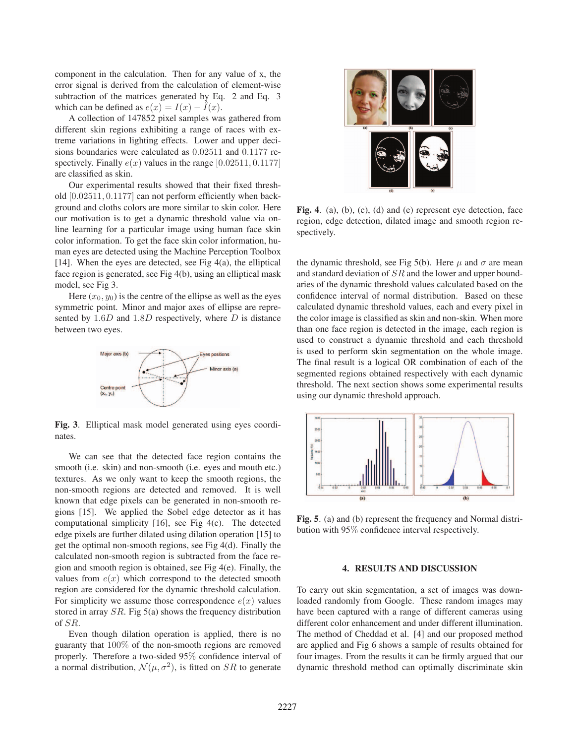component in the calculation. Then for any value of x, the error signal is derived from the calculation of element-wise subtraction of the matrices generated by Eq. 2 and Eq. 3 which can be defined as $e(x) = I(x) - \hat{I}(x)$.

A collection of 147852 pixel samples was gathered from different skin regions exhibiting a range of races with extreme variations in lighting effects. Lower and upper decisions boundaries were calculated as $0.02511$ and $0.1177$ respectively. Finally $e(x)$ values in the range $[0.02511, 0.1177]$ are classified as skin.

Our experimental results showed that their fixed threshold $[0.02511, 0.1177]$ can not perform efficiently when background and cloths colors are more similar to skin color. Here our motivation is to get a dynamic threshold value via online learning for a particular image using human face skin color information. To get the face skin color information, human eyes are detected using the Machine Perception Toolbox [14]. When the eyes are detected, see Fig 4(a), the elliptical face region is generated, see Fig 4(b), using an elliptical mask model, see Fig 3.

Here $(x_0, y_0)$ is the centre of the ellipse as well as the eyes symmetric point. Minor and major axes of ellipse are represented by $1.6D$ and $1.8D$ respectively, where $D$ is distance between two eyes.

**Fig. 3**. Elliptical mask model generated using eyes coordinates.

We can see that the detected face region contains the smooth (i.e. skin) and non-smooth (i.e. eyes and mouth etc.) textures. As we only want to keep the smooth regions, the non-smooth regions are detected and removed. It is well known that edge pixels can be generated in non-smooth regions [15]. We applied the Sobel edge detector as it has computational simplicity [16], see Fig 4(c). The detected edge pixels are further dilated using dilation operation [15] to get the optimal non-smooth regions, see Fig 4(d). Finally the calculated non-smooth region is subtracted from the face region and smooth region is obtained, see Fig 4(e). Finally, the values from $e(x)$ which correspond to the detected smooth region are considered for the dynamic threshold calculation. For simplicity we assume those correspondence $e(x)$ values stored in array $SR$. Fig 5(a) shows the frequency distribution of $SR$.

Even though dilation operation is applied, there is no guaranty that $100\%$ of the non-smooth regions are removed properly. Therefore a two-sided $95\%$ confidence interval of a normal distribution, $\mathcal{N}(\mu, \sigma^2)$, is fitted on $SR$ to generate the dynamic threshold, see Fig 5(b). Here $\mu$ and $\sigma$ are mean and standard deviation of $SR$ and the lower and upper boundaries of the dynamic threshold values calculated based on the confidence interval of normal distribution. Based on these calculated dynamic threshold values, each and every pixel in the color image is classified as skin and non-skin. When more than one face region is detected in the image, each region is used to construct a dynamic threshold and each threshold is used to perform skin segmentation on the whole image. The final result is a logical OR combination of each of the segmented regions obtained respectively with each dynamic threshold. The next section shows some experimental results using our dynamic threshold approach.

**Fig. 4**. (a), (b), (c), (d) and (e) represent eye detection, face region, edge detection, dilated image and smooth region respectively.

**Fig. 5**. (a) and (b) represent the frequency and Normal distribution with $95\%$ confidence interval respectively.

## 4. RESULTS AND DISCUSSION

To carry out skin segmentation, a set of images was downloaded randomly from Google. These random images may have been captured with a range of different cameras using different color enhancement and under different illumination. The method of Cheddad et al. [4] and our proposed method are applied and Fig 6 shows a sample of results obtained for four images. From the results it can be firmly argued that our dynamic threshold method can optimally discriminate skin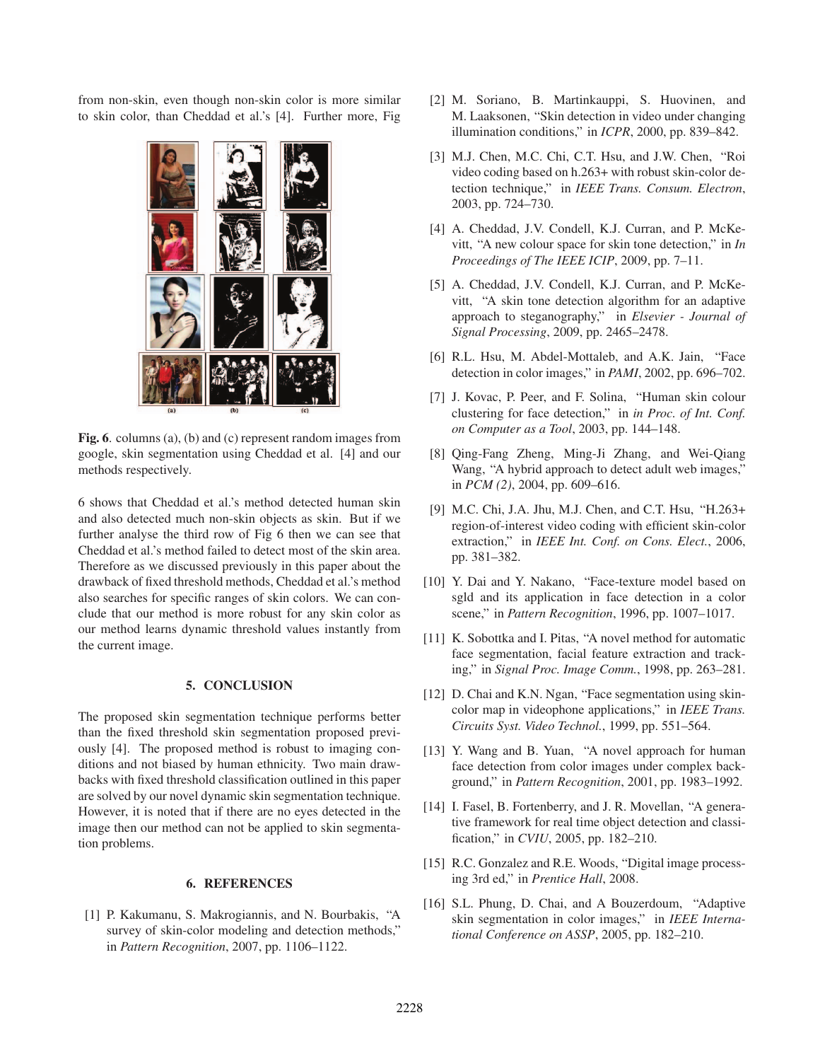from non-skin, even though non-skin color is more similar to skin color, than Cheddad et al.'s [4]. Further more, Fig 6 shows that Cheddad et al.'s method detected human skin and also detected much non-skin objects as skin. But if we further analyse the third row of Fig 6 then we can see that Cheddad et al.'s method failed to detect most of the skin area. Therefore as we discussed previously in this paper about the drawback of fixed threshold methods, Cheddad et al.'s method also searches for specific ranges of skin colors. We can conclude that our method is more robust for any skin color as our method learns dynamic threshold values instantly from the current image.

(a) (b) (c)

**Fig. 6**. columns (a), (b) and (c) represent random images from google, skin segmentation using Cheddad et al. [4] and our methods respectively.

## 5. CONCLUSION

The proposed skin segmentation technique performs better than the fixed threshold skin segmentation proposed previously [4]. The proposed method is robust to imaging conditions and not biased by human ethnicity. Two main drawbacks with fixed threshold classification outlined in this paper are solved by our novel dynamic skin segmentation technique. However, it is noted that if there are no eyes detected in the image then our method can not be applied to skin segmentation problems.

## 6. REFERENCES

[1] P. Kakumanu, S. Makrogiannis, and N. Bourbakis, "A survey of skin-color modeling and detection methods," in *Pattern Recognition*, 2007, pp. 1106–1122.

[2] M. Soriano, B. Martinkauppi, S. Huovinen, and M. Laaksonen, "Skin detection in video under changing illumination conditions," in *ICPR*, 2000, pp. 839–842.

[3] M.J. Chen, M.C. Chi, C.T. Hsu, and J.W. Chen, "Roi video coding based on h.263+ with robust skin-color detection technique," in *IEEE Trans. Consum. Electron*, 2003, pp. 724–730.

[4] A. Cheddad, J.V. Condell, K.J. Curran, and P. McKevitt, "A new colour space for skin tone detection," in *In Proceedings of The IEEE ICIP*, 2009, pp. 7–11.

[5] A. Cheddad, J.V. Condell, K.J. Curran, and P. McKevitt, "A skin tone detection algorithm for an adaptive approach to steganography," in *Elsevier - Journal of Signal Processing*, 2009, pp. 2465–2478.

[6] R.L. Hsu, M. Abdel-Mottaleb, and A.K. Jain, "Face detection in color images," in *PAMI*, 2002, pp. 696–702.

[7] J. Kovac, P. Peer, and F. Solina, "Human skin colour clustering for face detection," in *in Proc. of Int. Conf. on Computer as a Tool*, 2003, pp. 144–148.

[8] Qing-Fang Zheng, Ming-Ji Zhang, and Wei-Qiang Wang, "A hybrid approach to detect adult web images," in *PCM (2)*, 2004, pp. 609–616.

[9] M.C. Chi, J.A. Jhu, M.J. Chen, and C.T. Hsu, "H.263+ region-of-interest video coding with efficient skin-color extraction," in *IEEE Int. Conf. on Cons. Elect.*, 2006, pp. 381–382.

[10] Y. Dai and Y. Nakano, "Face-texture model based on sgld and its application in face detection in a color scene," in *Pattern Recognition*, 1996, pp. 1007–1017.

[11] K. Sobottka and I. Pitas, "A novel method for automatic face segmentation, facial feature extraction and tracking," in *Signal Proc. Image Comm.*, 1998, pp. 263–281.

[12] D. Chai and K.N. Ngan, "Face segmentation using skin-color map in videophone applications," in *IEEE Trans. Circuits Syst. Video Technol.*, 1999, pp. 551–564.

[13] Y. Wang and B. Yuan, "A novel approach for human face detection from color images under complex background," in *Pattern Recognition*, 2001, pp. 1983–1992.

[14] I. Fasel, B. Fortenberry, and J. R. Movellan, "A generative framework for real time object detection and classification," in *CVIU*, 2005, pp. 182–210.

[15] R.C. Gonzalez and R.E. Woods, "Digital image processing 3rd ed," in *Prentice Hall*, 2008.

[16] S.L. Phung, D. Chai, and A Bouzerdoum, "Adaptive skin segmentation in color images," in *IEEE International Conference on ASSP*, 2005, pp. 182–210.